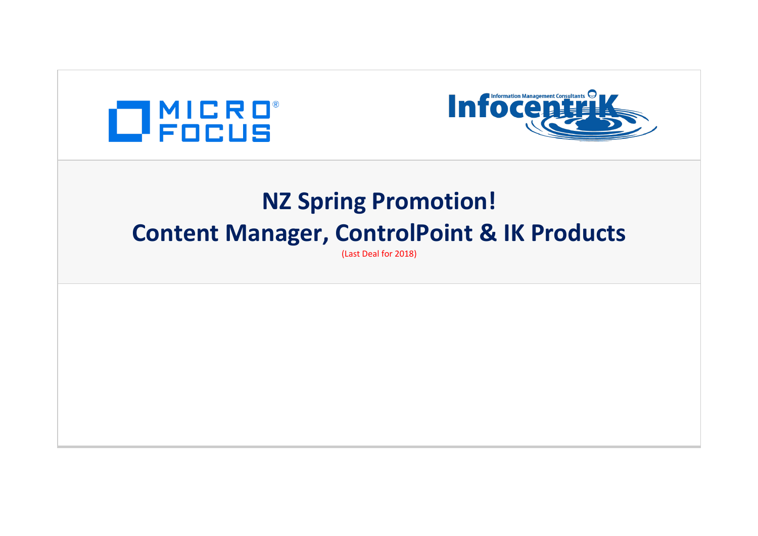# NZ Spring Promotion!

# Content Manager, ControlPoint & IK Products

(Last Deal for 2018)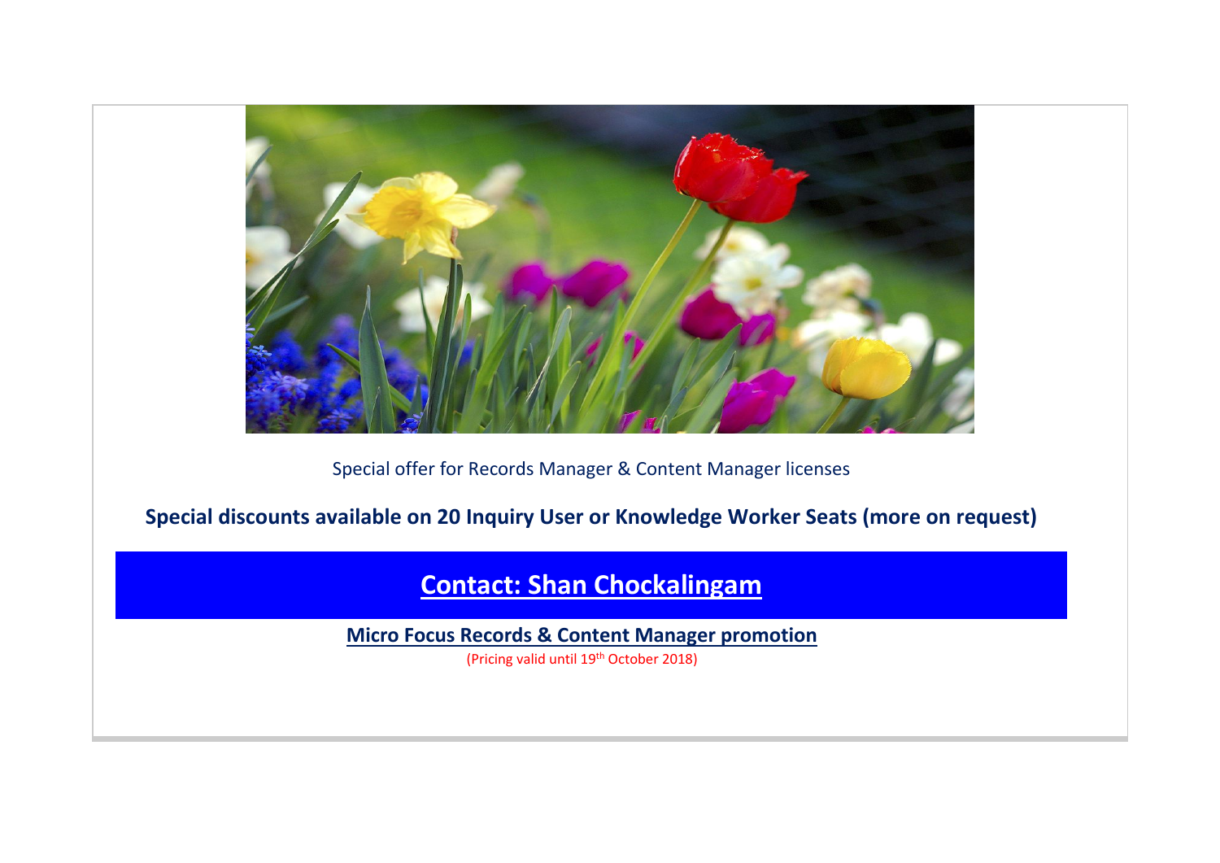Special offer for Records Manager & Content Manager licenses

**Special discounts available on 20 Inquiry User or Knowledge Worker Seats (more on request)**

**Contact: Shan Chockalingam**

**Micro Focus Records & Content Manager promotion**

(Pricing valid until 19th October 2018)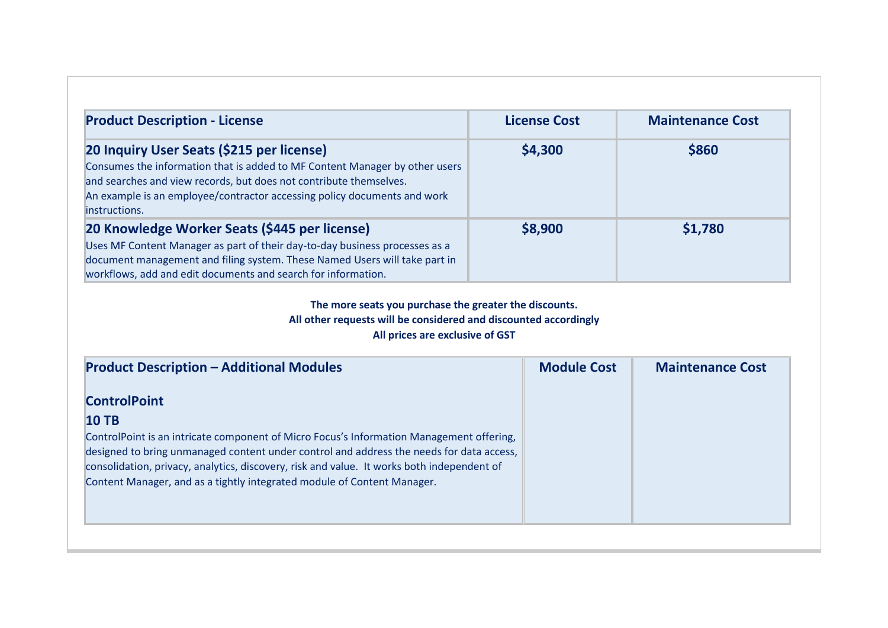| Product Description - License | License Cost | Maintenance Cost |
| --- | --- | --- |
| **20 Inquiry User Seats ($215 per license)**<br>Consumes the information that is added to MF Content Manager by other users and searches and view records, but does not contribute themselves.<br>An example is an employee/contractor accessing policy documents and work instructions. | **$4,300** | **$860** |
| **20 Knowledge Worker Seats ($445 per license)**<br>Uses MF Content Manager as part of their day-to-day business processes as a document management and filing system. These Named Users will take part in workflows, add and edit documents and search for information. | **$8,900** | **$1,780** |

**The more seats you purchase the greater the discounts.**
**All other requests will be considered and discounted accordingly**
**All prices are exclusive of GST**

| Product Description – Additional Modules | Module Cost | Maintenance Cost |
| --- | --- | --- |
| **ControlPoint**<br>**10 TB**<br>ControlPoint is an intricate component of Micro Focus's Information Management offering, designed to bring unmanaged content under control and address the needs for data access, consolidation, privacy, analytics, discovery, risk and value. It works both independent of Content Manager, and as a tightly integrated module of Content Manager. | | |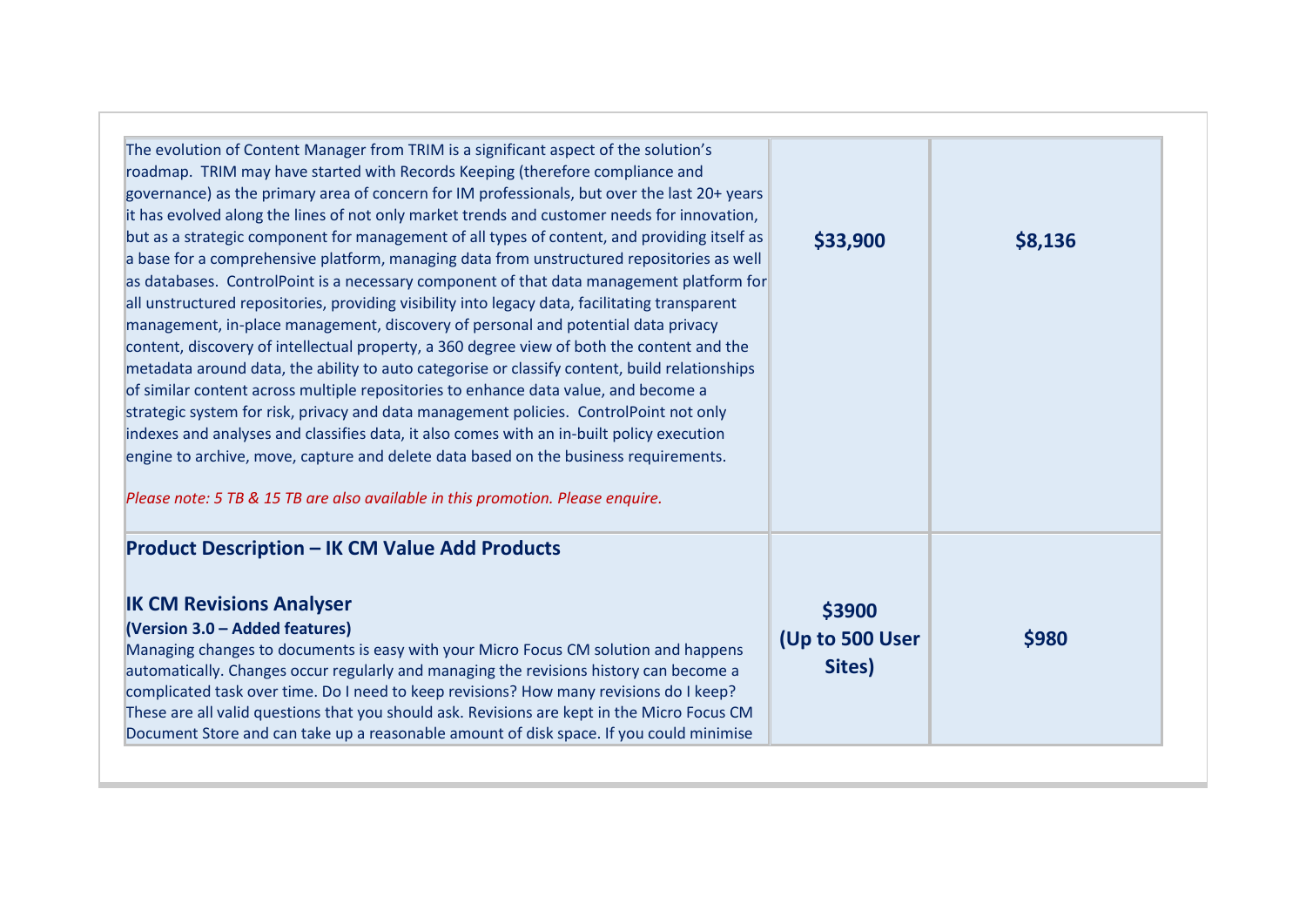| | | |
|---|---|---|
| The evolution of Content Manager from TRIM is a significant aspect of the solution's roadmap. TRIM may have started with Records Keeping (therefore compliance and governance) as the primary area of concern for IM professionals, but over the last 20+ years it has evolved along the lines of not only market trends and customer needs for innovation, but as a strategic component for management of all types of content, and providing itself as a base for a comprehensive platform, managing data from unstructured repositories as well as databases. ControlPoint is a necessary component of that data management platform for all unstructured repositories, providing visibility into legacy data, facilitating transparent management, in-place management, discovery of personal and potential data privacy content, discovery of intellectual property, a 360 degree view of both the content and the metadata around data, the ability to auto categorise or classify content, build relationships of similar content across multiple repositories to enhance data value, and become a strategic system for risk, privacy and data management policies. ControlPoint not only indexes and analyses and classifies data, it also comes with an in-built policy execution engine to archive, move, capture and delete data based on the business requirements.<br><br>*Please note: 5 TB & 15 TB are also available in this promotion. Please enquire.* | **$33,900** | **$8,136** |
| **Product Description – IK CM Value Add Products**<br><br>**IK CM Revisions Analyser**<br>**(Version 3.0 – Added features)**<br>Managing changes to documents is easy with your Micro Focus CM solution and happens automatically. Changes occur regularly and managing the revisions history can become a complicated task over time. Do I need to keep revisions? How many revisions do I keep? These are all valid questions that you should ask. Revisions are kept in the Micro Focus CM Document Store and can take up a reasonable amount of disk space. If you could minimise | **$3900 (Up to 500 User Sites)** | **$980** |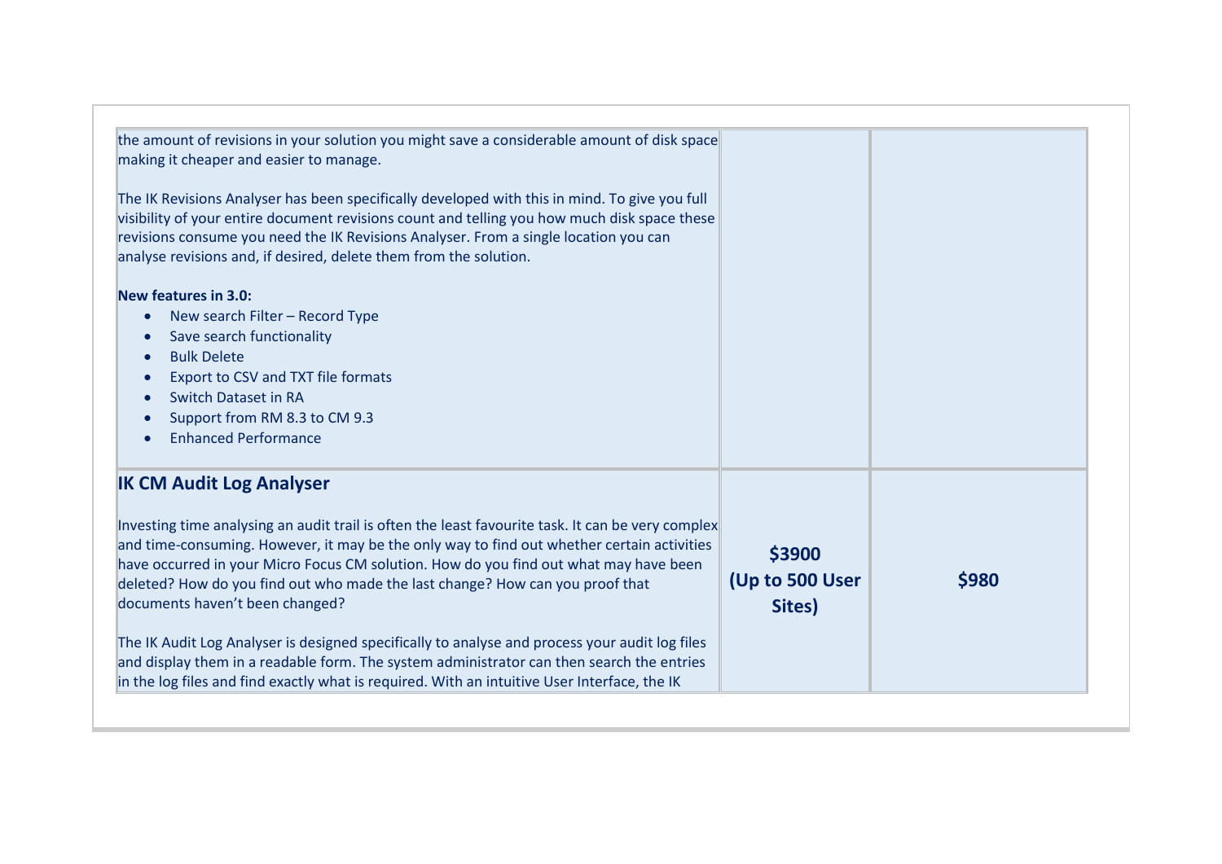| | | |
|---|---|---|
| the amount of revisions in your solution you might save a considerable amount of disk space making it cheaper and easier to manage.<br><br>The IK Revisions Analyser has been specifically developed with this in mind. To give you full visibility of your entire document revisions count and telling you how much disk space these revisions consume you need the IK Revisions Analyser. From a single location you can analyse revisions and, if desired, delete them from the solution.<br><br>**New features in 3.0:**<br>• New search Filter – Record Type<br>• Save search functionality<br>• Bulk Delete<br>• Export to CSV and TXT file formats<br>• Switch Dataset in RA<br>• Support from RM 8.3 to CM 9.3<br>• Enhanced Performance | | |
| **IK CM Audit Log Analyser**<br><br>Investing time analysing an audit trail is often the least favourite task. It can be very complex and time-consuming. However, it may be the only way to find out whether certain activities have occurred in your Micro Focus CM solution. How do you find out what may have been deleted? How do you find out who made the last change? How can you proof that documents haven't been changed?<br><br>The IK Audit Log Analyser is designed specifically to analyse and process your audit log files and display them in a readable form. The system administrator can then search the entries in the log files and find exactly what is required. With an intuitive User Interface, the IK | **$3900 (Up to 500 User Sites)** | **$980** |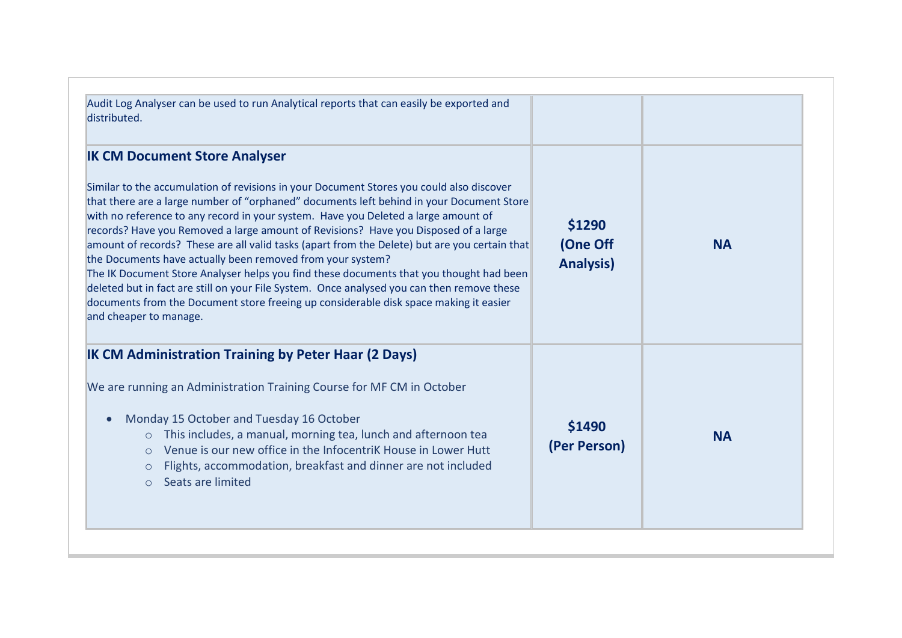| | | |
|---|---|---|
| Audit Log Analyser can be used to run Analytical reports that can easily be exported and distributed. | | |
| **IK CM Document Store Analyser**<br><br>Similar to the accumulation of revisions in your Document Stores you could also discover that there are a large number of "orphaned" documents left behind in your Document Store with no reference to any record in your system. Have you Deleted a large amount of records? Have you Removed a large amount of Revisions? Have you Disposed of a large amount of records? These are all valid tasks (apart from the Delete) but are you certain that the Documents have actually been removed from your system?<br>The IK Document Store Analyser helps you find these documents that you thought had been deleted but in fact are still on your File System. Once analysed you can then remove these documents from the Document store freeing up considerable disk space making it easier and cheaper to manage. | **$1290 (One Off Analysis)** | **NA** |
| **IK CM Administration Training by Peter Haar (2 Days)**<br><br>We are running an Administration Training Course for MF CM in October<br><br>• Monday 15 October and Tuesday 16 October<br>&nbsp;&nbsp;&nbsp;&nbsp;○ This includes, a manual, morning tea, lunch and afternoon tea<br>&nbsp;&nbsp;&nbsp;&nbsp;○ Venue is our new office in the InfocentriK House in Lower Hutt<br>&nbsp;&nbsp;&nbsp;&nbsp;○ Flights, accommodation, breakfast and dinner are not included<br>&nbsp;&nbsp;&nbsp;&nbsp;○ Seats are limited | **$1490 (Per Person)** | **NA** |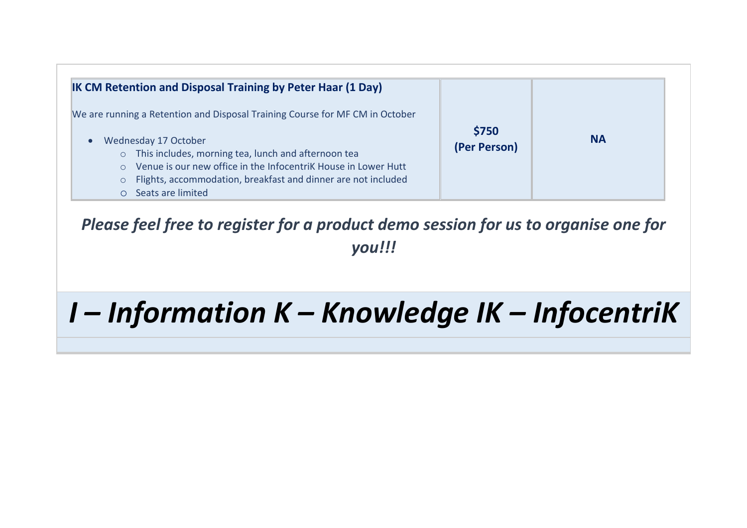| | | |
|---|---|---|
| **IK CM Retention and Disposal Training by Peter Haar (1 Day)**<br><br>We are running a Retention and Disposal Training Course for MF CM in October<br><br>• Wednesday 17 October<br>  ○ This includes, morning tea, lunch and afternoon tea<br>  ○ Venue is our new office in the InfocentriK House in Lower Hutt<br>  ○ Flights, accommodation, breakfast and dinner are not included<br>  ○ Seats are limited | **$750 (Per Person)** | **NA** |

***Please feel free to register for a product demo session for us to organise one for you!!!***

# *I – Information K – Knowledge IK – InfocentriK*